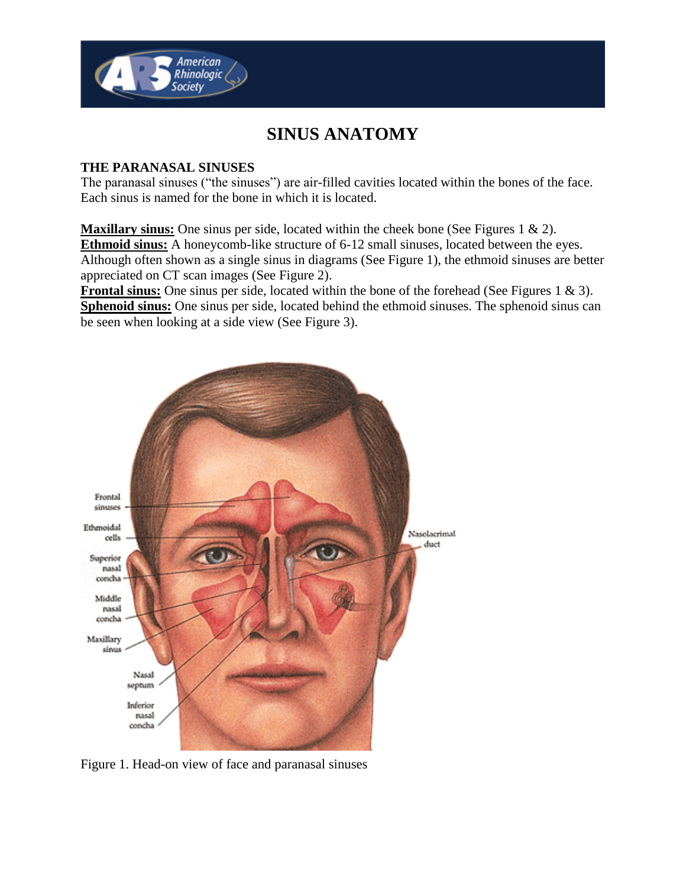# SINUS ANATOMY

## THE PARANASAL SINUSES

The paranasal sinuses ("the sinuses") are air-filled cavities located within the bones of the face. Each sinus is named for the bone in which it is located.

**Maxillary sinus:** One sinus per side, located within the cheek bone (See Figures 1 & 2).
**Ethmoid sinus:** A honeycomb-like structure of 6-12 small sinuses, located between the eyes. Although often shown as a single sinus in diagrams (See Figure 1), the ethmoid sinuses are better appreciated on CT scan images (See Figure 2).
**Frontal sinus:** One sinus per side, located within the bone of the forehead (See Figures 1 & 3).
**Sphenoid sinus:** One sinus per side, located behind the ethmoid sinuses. The sphenoid sinus can be seen when looking at a side view (See Figure 3).

Figure 1. Head-on view of face and paranasal sinuses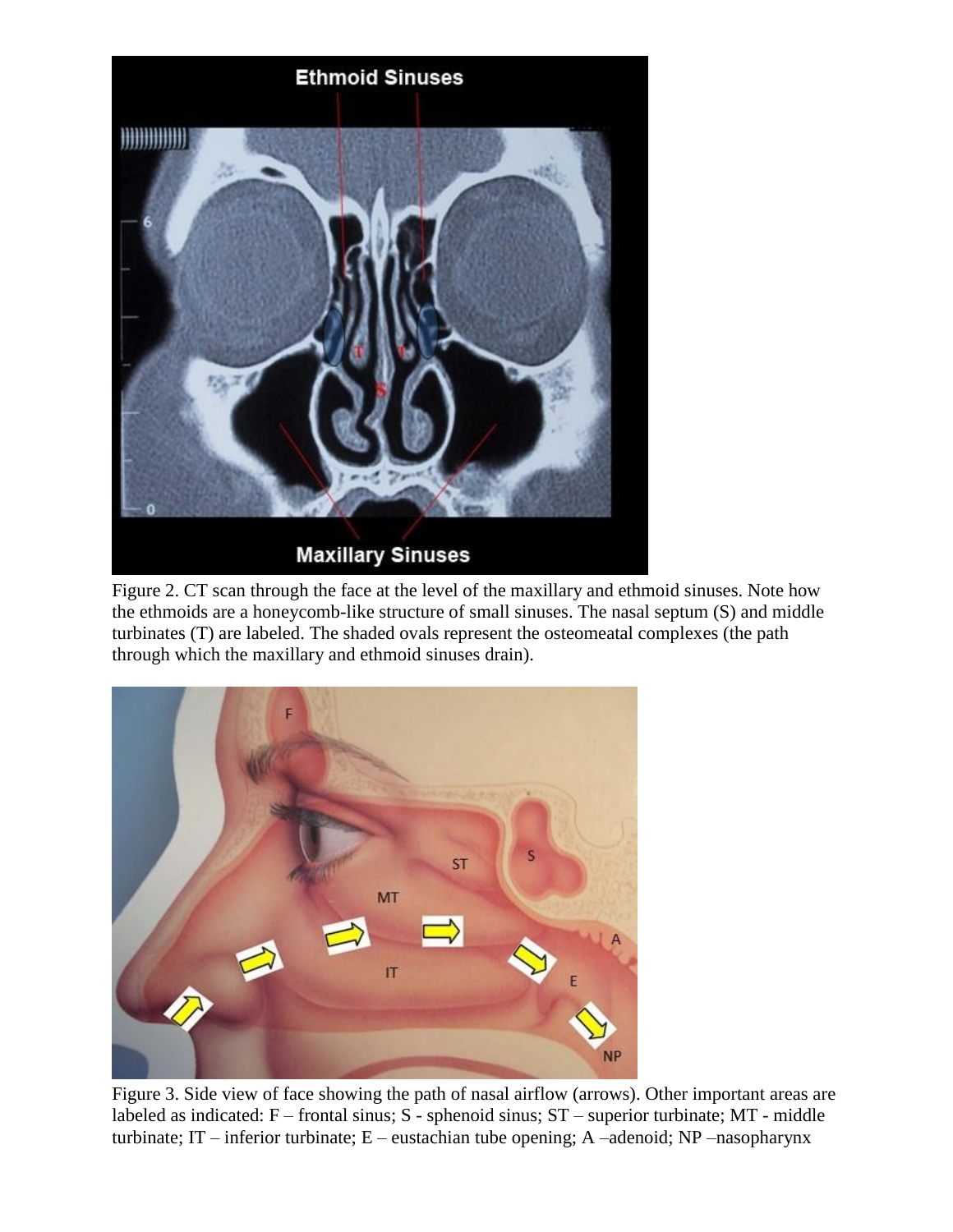Figure 2. CT scan through the face at the level of the maxillary and ethmoid sinuses. Note how the ethmoids are a honeycomb-like structure of small sinuses. The nasal septum (S) and middle turbinates (T) are labeled. The shaded ovals represent the osteomeatal complexes (the path through which the maxillary and ethmoid sinuses drain).

Figure 3. Side view of face showing the path of nasal airflow (arrows). Other important areas are labeled as indicated: F – frontal sinus; S - sphenoid sinus; ST – superior turbinate; MT - middle turbinate; IT – inferior turbinate; E – eustachian tube opening; A –adenoid; NP –nasopharynx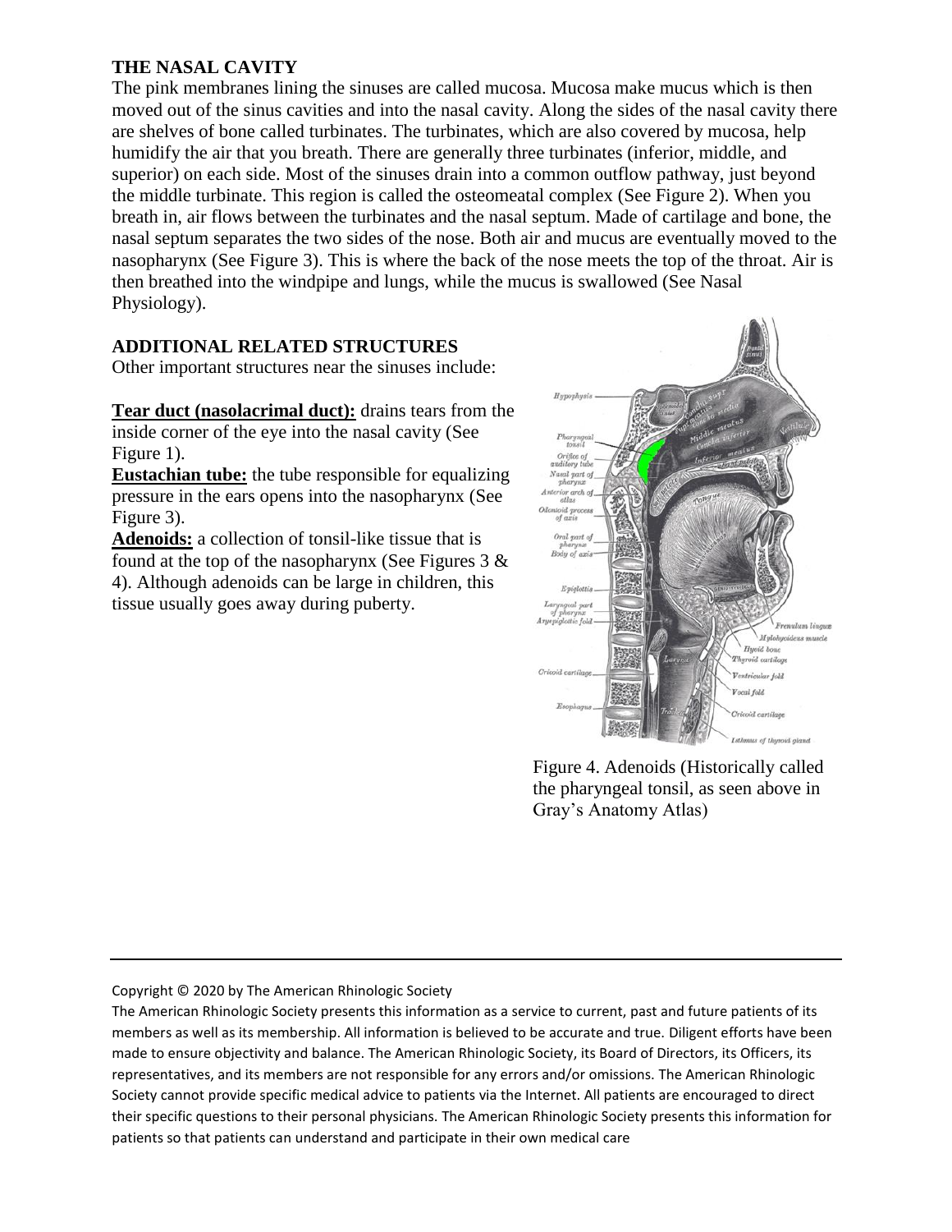**THE NASAL CAVITY**

The pink membranes lining the sinuses are called mucosa. Mucosa make mucus which is then moved out of the sinus cavities and into the nasal cavity. Along the sides of the nasal cavity there are shelves of bone called turbinates. The turbinates, which are also covered by mucosa, help humidify the air that you breath. There are generally three turbinates (inferior, middle, and superior) on each side. Most of the sinuses drain into a common outflow pathway, just beyond the middle turbinate. This region is called the osteomeatal complex (See Figure 2). When you breath in, air flows between the turbinates and the nasal septum. Made of cartilage and bone, the nasal septum separates the two sides of the nose. Both air and mucus are eventually moved to the nasopharynx (See Figure 3). This is where the back of the nose meets the top of the throat. Air is then breathed into the windpipe and lungs, while the mucus is swallowed (See Nasal Physiology).

**ADDITIONAL RELATED STRUCTURES**

Other important structures near the sinuses include:

**Tear duct (nasolacrimal duct):** drains tears from the inside corner of the eye into the nasal cavity (See Figure 1).

**Eustachian tube:** the tube responsible for equalizing pressure in the ears opens into the nasopharynx (See Figure 3).

**Adenoids:** a collection of tonsil-like tissue that is found at the top of the nasopharynx (See Figures 3 & 4). Although adenoids can be large in children, this tissue usually goes away during puberty.

Figure 4. Adenoids (Historically called the pharyngeal tonsil, as seen above in Gray's Anatomy Atlas)

Copyright © 2020 by The American Rhinologic Society

The American Rhinologic Society presents this information as a service to current, past and future patients of its members as well as its membership. All information is believed to be accurate and true. Diligent efforts have been made to ensure objectivity and balance. The American Rhinologic Society, its Board of Directors, its Officers, its representatives, and its members are not responsible for any errors and/or omissions. The American Rhinologic Society cannot provide specific medical advice to patients via the Internet. All patients are encouraged to direct their specific questions to their personal physicians. The American Rhinologic Society presents this information for patients so that patients can understand and participate in their own medical care